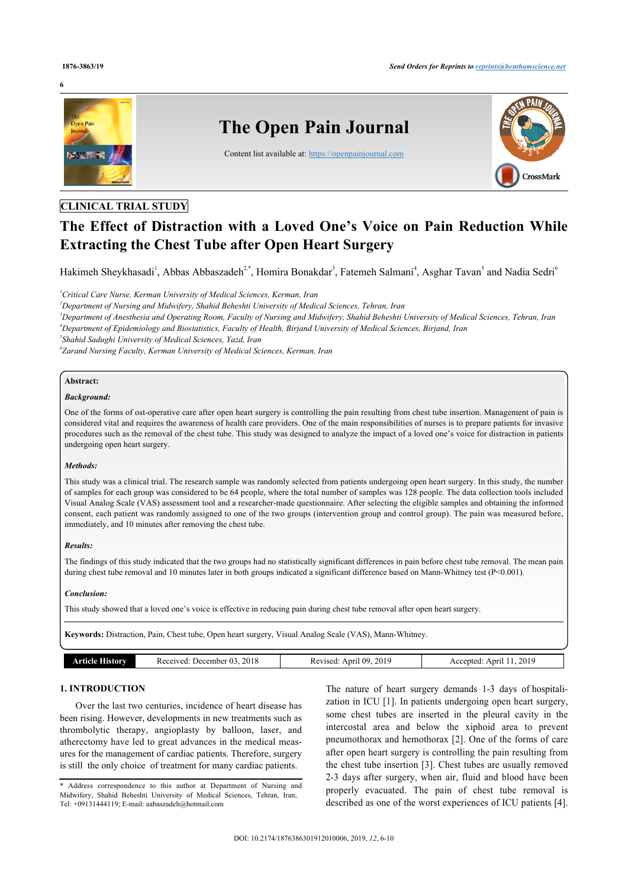CLINICAL TRIAL STUDY

# The Effect of Distraction with a Loved One's Voice on Pain Reduction While Extracting the Chest Tube after Open Heart Surgery

Hakimeh Sheykhasadi[1], Abbas Abbaszadeh[2,*], Homira Bonakdar[3], Fatemeh Salmani[4], Asghar Tavan[5] and Nadia Sedri[6]

[1]Critical Care Nurse, Kerman University of Medical Sciences, Kerman, Iran
[2]Department of Nursing and Midwifery, Shahid Beheshti University of Medical Sciences, Tehran, Iran
[3]Department of Anesthesia and Operating Room, Faculty of Nursing and Midwifery, Shahid Beheshti University of Medical Sciences, Tehran, Iran
[4]Department of Epidemiology and Biostatistics, Faculty of Health, Birjand University of Medical Sciences, Birjand, Iran
[5]Shahid Sadughi University of Medical Sciences, Yazd, Iran
[6]Zarand Nursing Faculty, Kerman University of Medical Sciences, Kerman, Iran

**Abstract:**

***Background:***

One of the forms of ost-operative care after open heart surgery is controlling the pain resulting from chest tube insertion. Management of pain is considered vital and requires the awareness of health care providers. One of the main responsibilities of nurses is to prepare patients for invasive procedures such as the removal of the chest tube. This study was designed to analyze the impact of a loved one's voice for distraction in patients undergoing open heart surgery.

***Methods:***

This study was a clinical trial. The research sample was randomly selected from patients undergoing open heart surgery. In this study, the number of samples for each group was considered to be 64 people, where the total number of samples was 128 people. The data collection tools included Visual Analog Scale (VAS) assessment tool and a researcher-made questionnaire. After selecting the eligible samples and obtaining the informed consent, each patient was randomly assigned to one of the two groups (intervention group and control group). The pain was measured before, immediately, and 10 minutes after removing the chest tube.

***Results:***

The findings of this study indicated that the two groups had no statistically significant differences in pain before chest tube removal. The mean pain during chest tube removal and 10 minutes later in both groups indicated a significant difference based on Mann-Whitney test ($P<0.001$).

***Conclusion:***

This study showed that a loved one's voice is effective in reducing pain during chest tube removal after open heart surgery.

**Keywords:** Distraction, Pain, Chest tube, Open heart surgery, Visual Analog Scale (VAS), Mann-Whitney.

| Article History | Received: December 03, 2018 | Revised: April 09, 2019 | Accepted: April 11, 2019 |
|---|---|---|---|

## 1. INTRODUCTION

Over the last two centuries, incidence of heart disease has been rising. However, developments in new treatments such as thrombolytic therapy, angioplasty by balloon, laser, and atherectomy have led to great advances in the medical measures for the management of cardiac patients. Therefore, surgery is still the only choice of treatment for many cardiac patients.

The nature of heart surgery demands 1-3 days of hospitalization in ICU [1]. In patients undergoing open heart surgery, some chest tubes are inserted in the pleural cavity in the intercostal area and below the xiphoid area to prevent pneumothorax and hemothorax [2]. One of the forms of care after open heart surgery is controlling the pain resulting from the chest tube insertion [3]. Chest tubes are usually removed 2-3 days after surgery, when air, fluid and blood have been properly evacuated. The pain of chest tube removal is described as one of the worst experiences of ICU patients [4].

\* Address correspondence to this author at Department of Nursing and Midwifery, Shahid Beheshti University of Medical Sciences, Tehran, Iran; Tel: +09131444119; E-mail: aabaszadeh@hotmail.com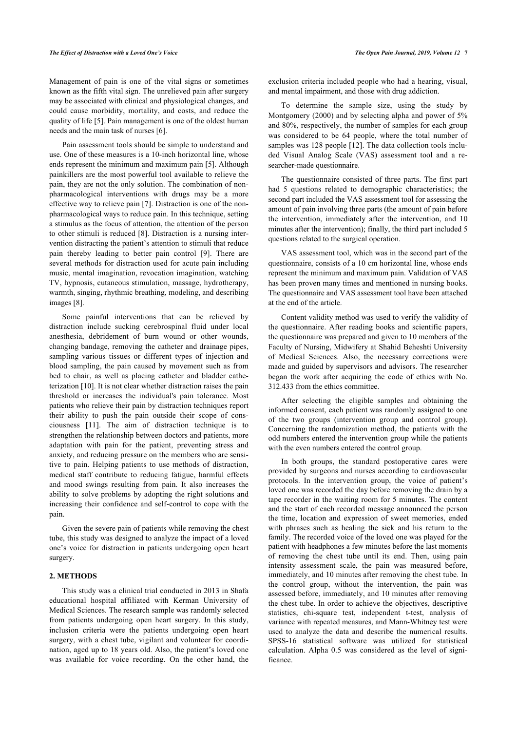Management of pain is one of the vital signs or sometimes known as the fifth vital sign. The unrelieved pain after surgery may be associated with clinical and physiological changes, and could cause morbidity, mortality, and costs, and reduce the quality of life [5]. Pain management is one of the oldest human needs and the main task of nurses [6].

Pain assessment tools should be simple to understand and use. One of these measures is a 10-inch horizontal line, whose ends represent the minimum and maximum pain [5]. Although painkillers are the most powerful tool available to relieve the pain, they are not the only solution. The combination of non-pharmacological interventions with drugs may be a more effective way to relieve pain [7]. Distraction is one of the non-pharmacological ways to reduce pain. In this technique, setting a stimulus as the focus of attention, the attention of the person to other stimuli is reduced [8]. Distraction is a nursing intervention distracting the patient's attention to stimuli that reduce pain thereby leading to better pain control [9]. There are several methods for distraction used for acute pain including music, mental imagination, revocation imagination, watching TV, hypnosis, cutaneous stimulation, massage, hydrotherapy, warmth, singing, rhythmic breathing, modeling, and describing images [8].

Some painful interventions that can be relieved by distraction include sucking cerebrospinal fluid under local anesthesia, debridement of burn wound or other wounds, changing bandage, removing the catheter and drainage pipes, sampling various tissues or different types of injection and blood sampling, the pain caused by movement such as from bed to chair, as well as placing catheter and bladder catheterization [10]. It is not clear whether distraction raises the pain threshold or increases the individual's pain tolerance. Most patients who relieve their pain by distraction techniques report their ability to push the pain outside their scope of consciousness [11]. The aim of distraction technique is to strengthen the relationship between doctors and patients, more adaptation with pain for the patient, preventing stress and anxiety, and reducing pressure on the members who are sensitive to pain. Helping patients to use methods of distraction, medical staff contribute to reducing fatigue, harmful effects and mood swings resulting from pain. It also increases the ability to solve problems by adopting the right solutions and increasing their confidence and self-control to cope with the pain.

Given the severe pain of patients while removing the chest tube, this study was designed to analyze the impact of a loved one's voice for distraction in patients undergoing open heart surgery.

## 2. METHODS

This study was a clinical trial conducted in 2013 in Shafa educational hospital affiliated with Kerman University of Medical Sciences. The research sample was randomly selected from patients undergoing open heart surgery. In this study, inclusion criteria were the patients undergoing open heart surgery, with a chest tube, vigilant and volunteer for coordination, aged up to 18 years old. Also, the patient's loved one was available for voice recording. On the other hand, the exclusion criteria included people who had a hearing, visual, and mental impairment, and those with drug addiction.

To determine the sample size, using the study by Montgomery (2000) and by selecting alpha and power of 5% and 80%, respectively, the number of samples for each group was considered to be 64 people, where the total number of samples was 128 people [12]. The data collection tools included Visual Analog Scale (VAS) assessment tool and a researcher-made questionnaire.

The questionnaire consisted of three parts. The first part had 5 questions related to demographic characteristics; the second part included the VAS assessment tool for assessing the amount of pain involving three parts (the amount of pain before the intervention, immediately after the intervention, and 10 minutes after the intervention); finally, the third part included 5 questions related to the surgical operation.

VAS assessment tool, which was in the second part of the questionnaire, consists of a 10 cm horizontal line, whose ends represent the minimum and maximum pain. Validation of VAS has been proven many times and mentioned in nursing books. The questionnaire and VAS assessment tool have been attached at the end of the article.

Content validity method was used to verify the validity of the questionnaire. After reading books and scientific papers, the questionnaire was prepared and given to 10 members of the Faculty of Nursing, Midwifery at Shahid Beheshti University of Medical Sciences. Also, the necessary corrections were made and guided by supervisors and advisors. The researcher began the work after acquiring the code of ethics with No. 312.433 from the ethics committee.

After selecting the eligible samples and obtaining the informed consent, each patient was randomly assigned to one of the two groups (intervention group and control group). Concerning the randomization method, the patients with the odd numbers entered the intervention group while the patients with the even numbers entered the control group.

In both groups, the standard postoperative cares were provided by surgeons and nurses according to cardiovascular protocols. In the intervention group, the voice of patient's loved one was recorded the day before removing the drain by a tape recorder in the waiting room for 5 minutes. The content and the start of each recorded message announced the person the time, location and expression of sweet memories, ended with phrases such as healing the sick and his return to the family. The recorded voice of the loved one was played for the patient with headphones a few minutes before the last moments of removing the chest tube until its end. Then, using pain intensity assessment scale, the pain was measured before, immediately, and 10 minutes after removing the chest tube. In the control group, without the intervention, the pain was assessed before, immediately, and 10 minutes after removing the chest tube. In order to achieve the objectives, descriptive statistics, chi-square test, independent t-test, analysis of variance with repeated measures, and Mann-Whitney test were used to analyze the data and describe the numerical results. SPSS-16 statistical software was utilized for statistical calculation. Alpha 0.5 was considered as the level of significance.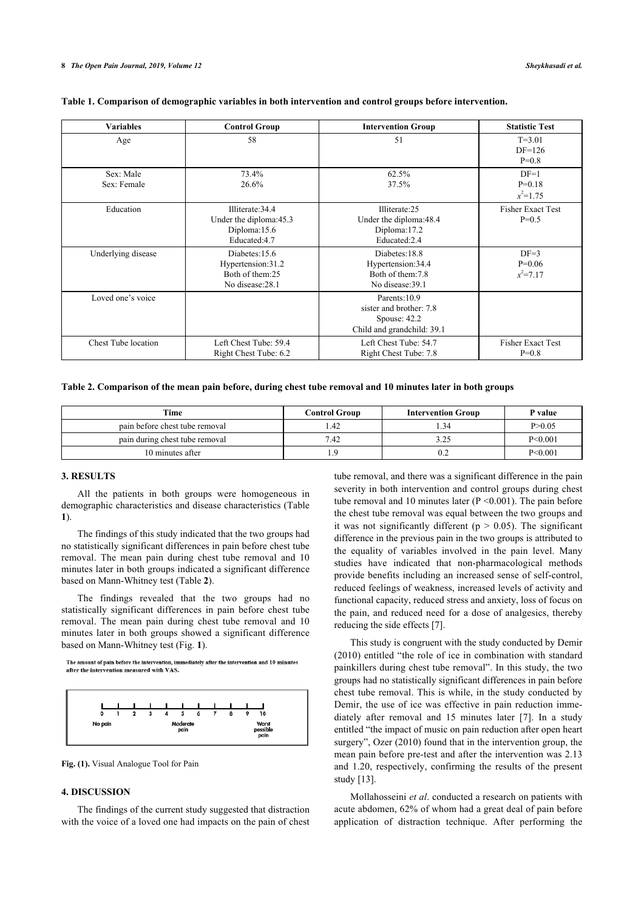**Table 1. Comparison of demographic variables in both intervention and control groups before intervention.**

| Variables | Control Group | Intervention Group | Statistic Test |
|---|---|---|---|
| Age | 58 | 51 | T=3.01<br>DF=126<br>P=0.8 |
| Sex: Male<br>Sex: Female | 73.4%<br>26.6% | 62.5%<br>37.5% | DF=1<br>P=0.18<br>$x^2$=1.75 |
| Education | Illiterate:34.4<br>Under the diploma:45.3<br>Diploma:15.6<br>Educated:4.7 | Illiterate:25<br>Under the diploma:48.4<br>Diploma:17.2<br>Educated:2.4 | Fisher Exact Test<br>P=0.5 |
| Underlying disease | Diabetes:15.6<br>Hypertension:31.2<br>Both of them:25<br>No disease:28.1 | Diabetes:18.8<br>Hypertension:34.4<br>Both of them:7.8<br>No disease:39.1 | DF=3<br>P=0.06<br>$x^2$=7.17 |
| Loved one's voice | | Parents:10.9<br>sister and brother: 7.8<br>Spouse: 42.2<br>Child and grandchild: 39.1 | |
| Chest Tube location | Left Chest Tube: 59.4<br>Right Chest Tube: 6.2 | Left Chest Tube: 54.7<br>Right Chest Tube: 7.8 | Fisher Exact Test<br>P=0.8 |

**Table 2. Comparison of the mean pain before, during chest tube removal and 10 minutes later in both groups**

| Time | Control Group | Intervention Group | P value |
|---|---|---|---|
| pain before chest tube removal | 1.42 | 1.34 | P>0.05 |
| pain during chest tube removal | 7.42 | 3.25 | P<0.001 |
| 10 minutes after | 1.9 | 0.2 | P<0.001 |

## 3. RESULTS

All the patients in both groups were homogeneous in demographic characteristics and disease characteristics (Table **1**).

The findings of this study indicated that the two groups had no statistically significant differences in pain before chest tube removal. The mean pain during chest tube removal and 10 minutes later in both groups indicated a significant difference based on Mann-Whitney test (Table **2**).

The findings revealed that the two groups had no statistically significant differences in pain before chest tube removal. The mean pain during chest tube removal and 10 minutes later in both groups showed a significant difference based on Mann-Whitney test (Fig. **1**).

The amount of pain before the intervention, immediately after the intervention and 10 minutes after the intervention measured with VAS.

0 1 2 3 4 5 6 7 8 9 10

No pain

Moderate pain

Worst possible pain

**Fig. (1).** Visual Analogue Tool for Pain

## 4. DISCUSSION

The findings of the current study suggested that distraction with the voice of a loved one had impacts on the pain of chest tube removal, and there was a significant difference in the pain severity in both intervention and control groups during chest tube removal and 10 minutes later (P <0.001). The pain before the chest tube removal was equal between the two groups and it was not significantly different (p > 0.05). The significant difference in the previous pain in the two groups is attributed to the equality of variables involved in the pain level. Many studies have indicated that non-pharmacological methods provide benefits including an increased sense of self-control, reduced feelings of weakness, increased levels of activity and functional capacity, reduced stress and anxiety, loss of focus on the pain, and reduced need for a dose of analgesics, thereby reducing the side effects [7].

This study is congruent with the study conducted by Demir (2010) entitled "the role of ice in combination with standard painkillers during chest tube removal". In this study, the two groups had no statistically significant differences in pain before chest tube removal. This is while, in the study conducted by Demir, the use of ice was effective in pain reduction immediately after removal and 15 minutes later [7]. In a study entitled "the impact of music on pain reduction after open heart surgery", Ozer (2010) found that in the intervention group, the mean pain before pre-test and after the intervention was 2.13 and 1.20, respectively, confirming the results of the present study [13].

Mollahosseini *et al*. conducted a research on patients with acute abdomen, 62% of whom had a great deal of pain before application of distraction technique. After performing the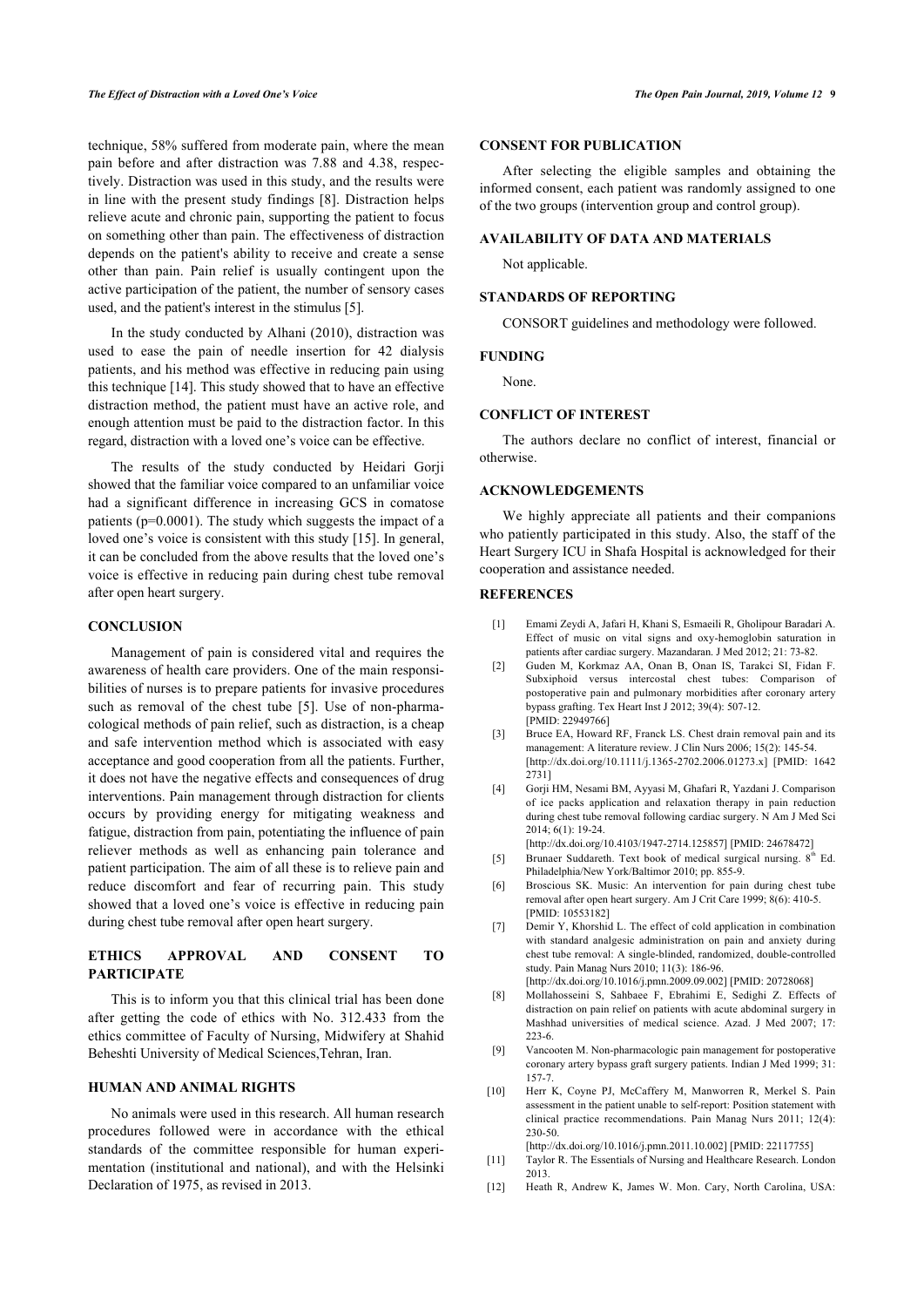technique, 58% suffered from moderate pain, where the mean pain before and after distraction was 7.88 and 4.38, respectively. Distraction was used in this study, and the results were in line with the present study findings [8]. Distraction helps relieve acute and chronic pain, supporting the patient to focus on something other than pain. The effectiveness of distraction depends on the patient's ability to receive and create a sense other than pain. Pain relief is usually contingent upon the active participation of the patient, the number of sensory cases used, and the patient's interest in the stimulus [5].

In the study conducted by Alhani (2010), distraction was used to ease the pain of needle insertion for 42 dialysis patients, and his method was effective in reducing pain using this technique [14]. This study showed that to have an effective distraction method, the patient must have an active role, and enough attention must be paid to the distraction factor. In this regard, distraction with a loved one's voice can be effective.

The results of the study conducted by Heidari Gorji showed that the familiar voice compared to an unfamiliar voice had a significant difference in increasing GCS in comatose patients (p=0.0001). The study which suggests the impact of a loved one's voice is consistent with this study [15]. In general, it can be concluded from the above results that the loved one's voice is effective in reducing pain during chest tube removal after open heart surgery.

## CONCLUSION

Management of pain is considered vital and requires the awareness of health care providers. One of the main responsibilities of nurses is to prepare patients for invasive procedures such as removal of the chest tube [5]. Use of non-pharmacological methods of pain relief, such as distraction, is a cheap and safe intervention method which is associated with easy acceptance and good cooperation from all the patients. Further, it does not have the negative effects and consequences of drug interventions. Pain management through distraction for clients occurs by providing energy for mitigating weakness and fatigue, distraction from pain, potentiating the influence of pain reliever methods as well as enhancing pain tolerance and patient participation. The aim of all these is to relieve pain and reduce discomfort and fear of recurring pain. This study showed that a loved one's voice is effective in reducing pain during chest tube removal after open heart surgery.

## ETHICS APPROVAL AND CONSENT TO PARTICIPATE

This is to inform you that this clinical trial has been done after getting the code of ethics with No. 312.433 from the ethics committee of Faculty of Nursing, Midwifery at Shahid Beheshti University of Medical Sciences,Tehran, Iran.

## HUMAN AND ANIMAL RIGHTS

No animals were used in this research. All human research procedures followed were in accordance with the ethical standards of the committee responsible for human experimentation (institutional and national), and with the Helsinki Declaration of 1975, as revised in 2013.

## CONSENT FOR PUBLICATION

After selecting the eligible samples and obtaining the informed consent, each patient was randomly assigned to one of the two groups (intervention group and control group).

## AVAILABILITY OF DATA AND MATERIALS

Not applicable.

## STANDARDS OF REPORTING

CONSORT guidelines and methodology were followed.

## FUNDING

None.

## CONFLICT OF INTEREST

The authors declare no conflict of interest, financial or otherwise.

## ACKNOWLEDGEMENTS

We highly appreciate all patients and their companions who patiently participated in this study. Also, the staff of the Heart Surgery ICU in Shafa Hospital is acknowledged for their cooperation and assistance needed.

## REFERENCES

[1] Emami Zeydi A, Jafari H, Khani S, Esmaeili R, Gholipour Baradari A. Effect of music on vital signs and oxy-hemoglobin saturation in patients after cardiac surgery. Mazandaran. J Med 2012; 21: 73-82.

[2] Guden M, Korkmaz AA, Onan B, Onan IS, Tarakci SI, Fidan F. Subxiphoid versus intercostal chest tubes: Comparison of postoperative pain and pulmonary morbidities after coronary artery bypass grafting. Tex Heart Inst J 2012; 39(4): 507-12. [PMID: 22949766]

[3] Bruce EA, Howard RF, Franck LS. Chest drain removal pain and its management: A literature review. J Clin Nurs 2006; 15(2): 145-54. [http://dx.doi.org/10.1111/j.1365-2702.2006.01273.x] [PMID: 16422731]

[4] Gorji HM, Nesami BM, Ayyasi M, Ghafari R, Yazdani J. Comparison of ice packs application and relaxation therapy in pain reduction during chest tube removal following cardiac surgery. N Am J Med Sci 2014; 6(1): 19-24. [http://dx.doi.org/10.4103/1947-2714.125857] [PMID: 24678472]

[5] Brunaer Suddareth. Text book of medical surgical nursing. 8th Ed. Philadelphia/New York/Baltimor 2010; pp. 855-9.

[6] Broscious SK. Music: An intervention for pain during chest tube removal after open heart surgery. Am J Crit Care 1999; 8(6): 410-5. [PMID: 10553182]

[7] Demir Y, Khorshid L. The effect of cold application in combination with standard analgesic administration on pain and anxiety during chest tube removal: A single-blinded, randomized, double-controlled study. Pain Manag Nurs 2010; 11(3): 186-96. [http://dx.doi.org/10.1016/j.pmn.2009.09.002] [PMID: 20728068]

[8] Mollahosseini S, Sahbaee F, Ebrahimi E, Sedighi Z. Effects of distraction on pain relief on patients with acute abdominal surgery in Mashhad universities of medical science. Azad. J Med 2007; 17: 223-6.

[9] Vancooten M. Non-pharmacologic pain management for postoperative coronary artery bypass graft surgery patients. Indian J Med 1999; 31: 157-7.

[10] Herr K, Coyne PJ, McCaffery M, Manworren R, Merkel S. Pain assessment in the patient unable to self-report: Position statement with clinical practice recommendations. Pain Manag Nurs 2011; 12(4): 230-50. [http://dx.doi.org/10.1016/j.pmn.2011.10.002] [PMID: 22117755]

[11] Taylor R. The Essentials of Nursing and Healthcare Research. London 2013.

[12] Heath R, Andrew K, James W. Mon. Cary, North Carolina, USA: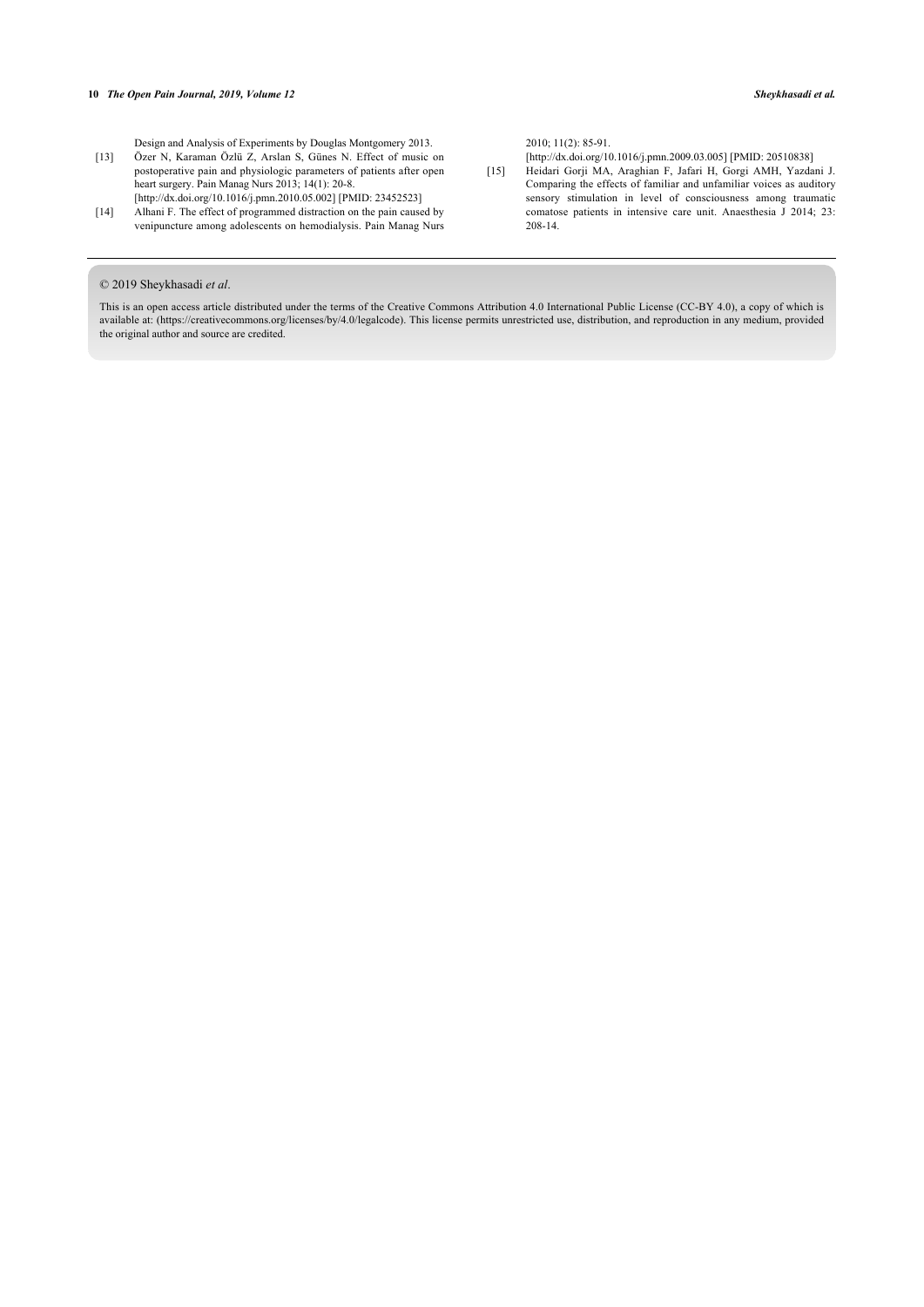Design and Analysis of Experiments by Douglas Montgomery 2013.

[13] Özer N, Karaman Özlü Z, Arslan S, Günes N. Effect of music on postoperative pain and physiologic parameters of patients after open heart surgery. Pain Manag Nurs 2013; 14(1): 20-8. [http://dx.doi.org/10.1016/j.pmn.2010.05.002] [PMID: 23452523]

[14] Alhani F. The effect of programmed distraction on the pain caused by venipuncture among adolescents on hemodialysis. Pain Manag Nurs 2010; 11(2): 85-91. [http://dx.doi.org/10.1016/j.pmn.2009.03.005] [PMID: 20510838]

[15] Heidari Gorji MA, Araghian F, Jafari H, Gorgi AMH, Yazdani J. Comparing the effects of familiar and unfamiliar voices as auditory sensory stimulation in level of consciousness among traumatic comatose patients in intensive care unit. Anaesthesia J 2014; 23: 208-14.

© 2019 Sheykhasadi *et al*.

This is an open access article distributed under the terms of the Creative Commons Attribution 4.0 International Public License (CC-BY 4.0), a copy of which is available at: (https://creativecommons.org/licenses/by/4.0/legalcode). This license permits unrestricted use, distribution, and reproduction in any medium, provided the original author and source are credited.